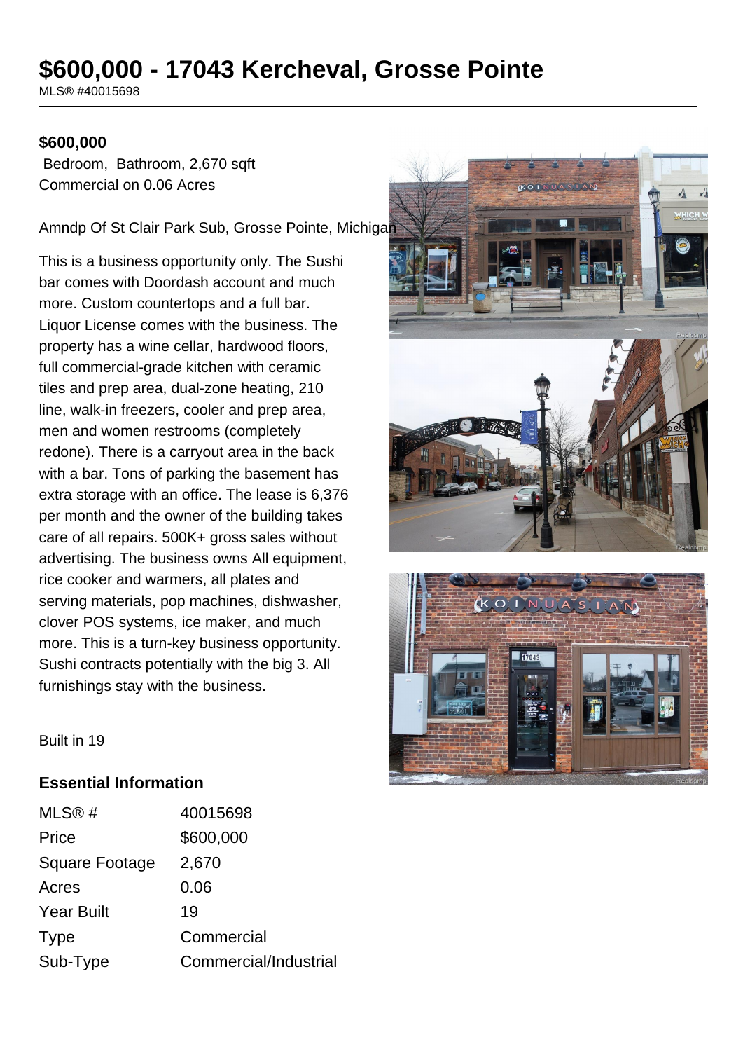# $600,000 - 17043 Kercheval, Grosse Pointe

MLS® #40015698

**$600,000**

Bedroom, Bathroom, 2,670 sqft

Commercial on 0.06 Acres

Amndp Of St Clair Park Sub, Grosse Pointe, Michigan

This is a business opportunity only. The Sushi bar comes with Doordash account and much more. Custom countertops and a full bar. Liquor License comes with the business. The property has a wine cellar, hardwood floors, full commercial-grade kitchen with ceramic tiles and prep area, dual-zone heating, 210 line, walk-in freezers, cooler and prep area, men and women restrooms (completely redone). There is a carryout area in the back with a bar. Tons of parking the basement has extra storage with an office. The lease is 6,376 per month and the owner of the building takes care of all repairs. 500K+ gross sales without advertising. The business owns All equipment, rice cooker and warmers, all plates and serving materials, pop machines, dishwasher, clover POS systems, ice maker, and much more. This is a turn-key business opportunity. Sushi contracts potentially with the big 3. All furnishings stay with the business.

Built in 19

## Essential Information

| | |
|---|---|
| MLS® # | 40015698 |
| Price | $600,000 |
| Square Footage | 2,670 |
| Acres | 0.06 |
| Year Built | 19 |
| Type | Commercial |
| Sub-Type | Commercial/Industrial |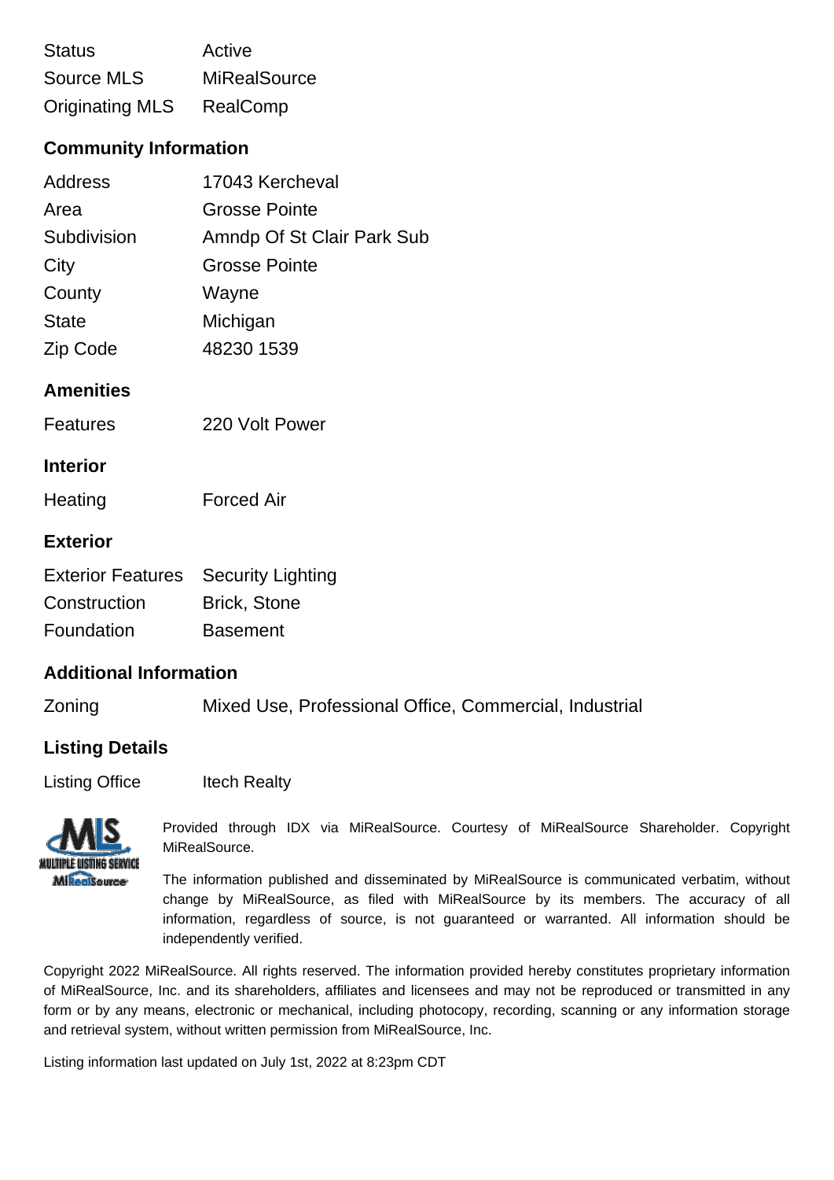| | |
|---|---|
| Status | Active |
| Source MLS | MiRealSource |
| Originating MLS | RealComp |

## Community Information

| | |
|---|---|
| Address | 17043 Kercheval |
| Area | Grosse Pointe |
| Subdivision | Amndp Of St Clair Park Sub |
| City | Grosse Pointe |
| County | Wayne |
| State | Michigan |
| Zip Code | 48230 1539 |

## Amenities

| | |
|---|---|
| Features | 220 Volt Power |

## Interior

| | |
|---|---|
| Heating | Forced Air |

## Exterior

| | |
|---|---|
| Exterior Features | Security Lighting |
| Construction | Brick, Stone |
| Foundation | Basement |

## Additional Information

| | |
|---|---|
| Zoning | Mixed Use, Professional Office, Commercial, Industrial |

## Listing Details

| | |
|---|---|
| Listing Office | Itech Realty |

Provided through IDX via MiRealSource. Courtesy of MiRealSource Shareholder. Copyright MiRealSource.

The information published and disseminated by MiRealSource is communicated verbatim, without change by MiRealSource, as filed with MiRealSource by its members. The accuracy of all information, regardless of source, is not guaranteed or warranted. All information should be independently verified.

Copyright 2022 MiRealSource. All rights reserved. The information provided hereby constitutes proprietary information of MiRealSource, Inc. and its shareholders, affiliates and licensees and may not be reproduced or transmitted in any form or by any means, electronic or mechanical, including photocopy, recording, scanning or any information storage and retrieval system, without written permission from MiRealSource, Inc.

Listing information last updated on July 1st, 2022 at 8:23pm CDT